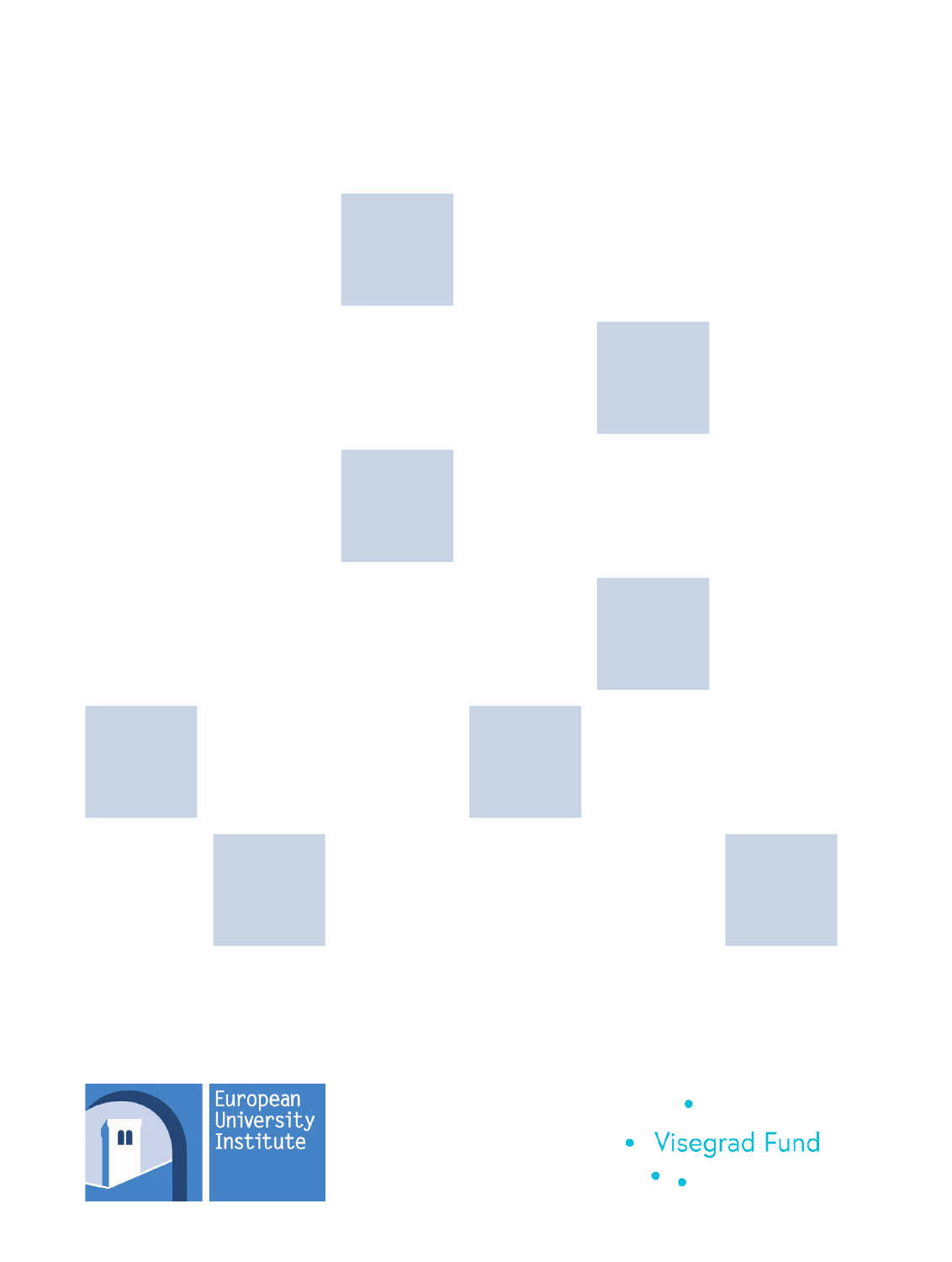European University Institute

Visegrad Fund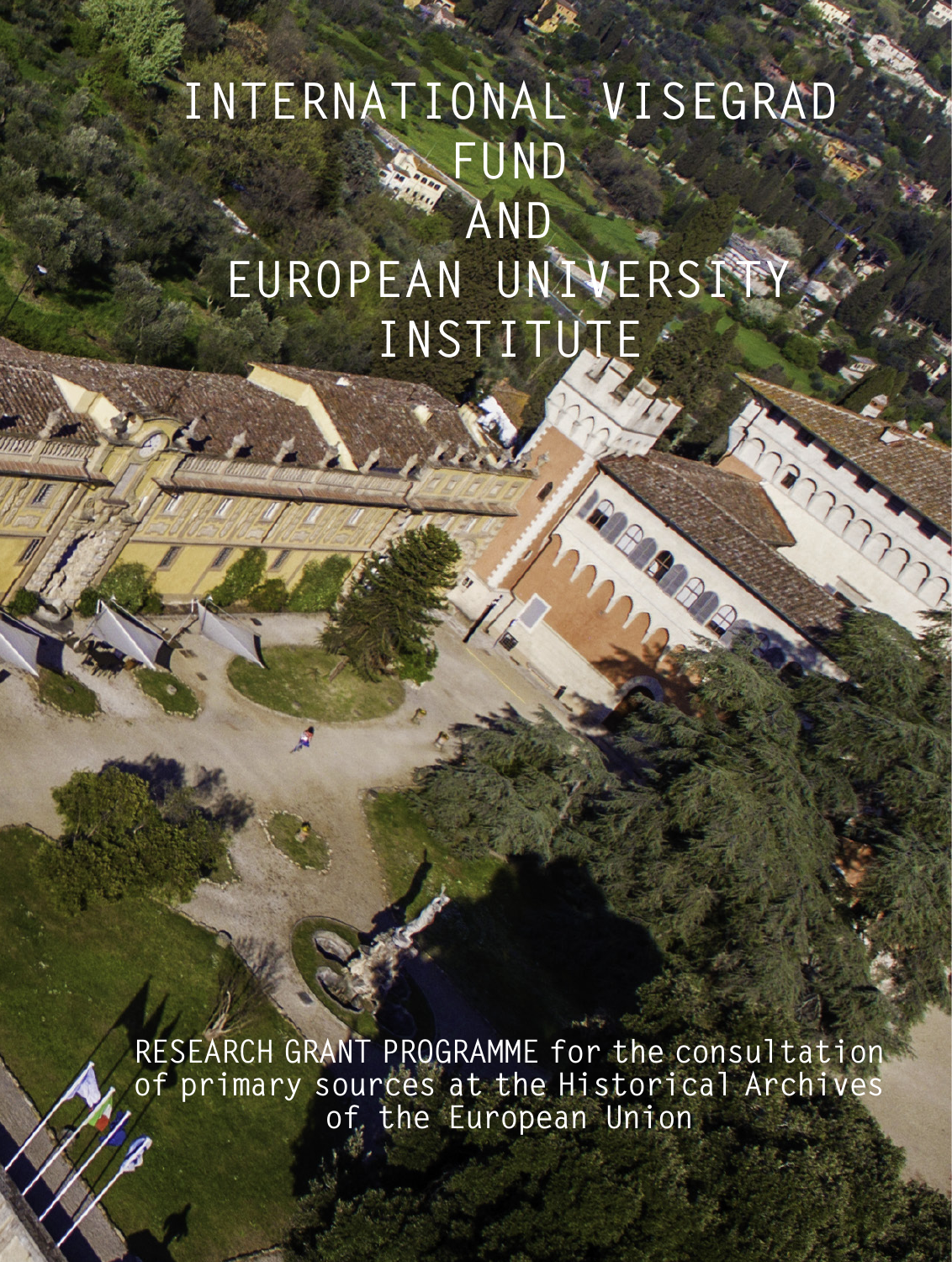# INTERNATIONAL VISEGRAD FUND AND EUROPEAN UNIVERSITY INSTITUTE

RESEARCH GRANT PROGRAMME for the consultation of primary sources at the Historical Archives of the European Union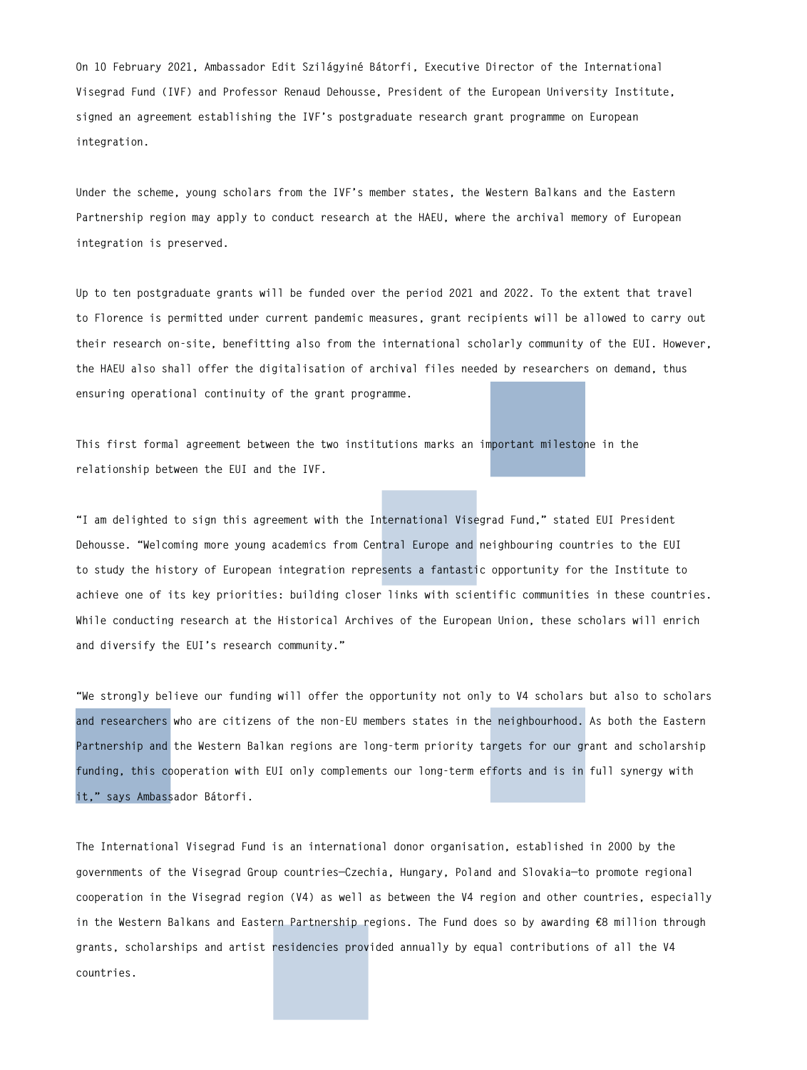On 10 February 2021, Ambassador Edit Szilágyiné Bátorfi, Executive Director of the International Visegrad Fund (IVF) and Professor Renaud Dehousse, President of the European University Institute, signed an agreement establishing the IVF's postgraduate research grant programme on European integration.

Under the scheme, young scholars from the IVF's member states, the Western Balkans and the Eastern Partnership region may apply to conduct research at the HAEU, where the archival memory of European integration is preserved.

Up to ten postgraduate grants will be funded over the period 2021 and 2022. To the extent that travel to Florence is permitted under current pandemic measures, grant recipients will be allowed to carry out their research on-site, benefitting also from the international scholarly community of the EUI. However, the HAEU also shall offer the digitalisation of archival files needed by researchers on demand, thus ensuring operational continuity of the grant programme.

This first formal agreement between the two institutions marks an important milestone in the relationship between the EUI and the IVF.

"I am delighted to sign this agreement with the International Visegrad Fund," stated EUI President Dehousse. "Welcoming more young academics from Central Europe and neighbouring countries to the EUI to study the history of European integration represents a fantastic opportunity for the Institute to achieve one of its key priorities: building closer links with scientific communities in these countries. While conducting research at the Historical Archives of the European Union, these scholars will enrich and diversify the EUI's research community."

"We strongly believe our funding will offer the opportunity not only to V4 scholars but also to scholars and researchers who are citizens of the non-EU members states in the neighbourhood. As both the Eastern Partnership and the Western Balkan regions are long-term priority targets for our grant and scholarship funding, this cooperation with EUI only complements our long-term efforts and is in full synergy with it," says Ambassador Bátorfi.

The International Visegrad Fund is an international donor organisation, established in 2000 by the governments of the Visegrad Group countries—Czechia, Hungary, Poland and Slovakia—to promote regional cooperation in the Visegrad region (V4) as well as between the V4 region and other countries, especially in the Western Balkans and Eastern Partnership regions. The Fund does so by awarding €8 million through grants, scholarships and artist residencies provided annually by equal contributions of all the V4 countries.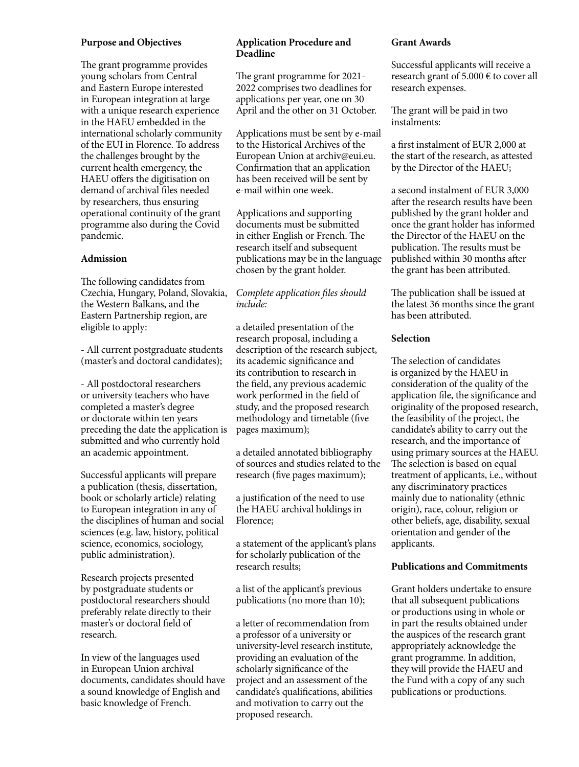### Purpose and Objectives

The grant programme provides young scholars from Central and Eastern Europe interested in European integration at large with a unique research experience in the HAEU embedded in the international scholarly community of the EUI in Florence. To address the challenges brought by the current health emergency, the HAEU offers the digitisation on demand of archival files needed by researchers, thus ensuring operational continuity of the grant programme also during the Covid pandemic.

### Admission

The following candidates from Czechia, Hungary, Poland, Slovakia, the Western Balkans, and the Eastern Partnership region, are eligible to apply:

- All current postgraduate students (master's and doctoral candidates);

- All postdoctoral researchers or university teachers who have completed a master's degree or doctorate within ten years preceding the date the application is submitted and who currently hold an academic appointment.

Successful applicants will prepare a publication (thesis, dissertation, book or scholarly article) relating to European integration in any of the disciplines of human and social sciences (e.g. law, history, political science, economics, sociology, public administration).

Research projects presented by postgraduate students or postdoctoral researchers should preferably relate directly to their master's or doctoral field of research.

In view of the languages used in European Union archival documents, candidates should have a sound knowledge of English and basic knowledge of French.

### Application Procedure and Deadline

The grant programme for 2021-2022 comprises two deadlines for applications per year, one on 30 April and the other on 31 October.

Applications must be sent by e-mail to the Historical Archives of the European Union at archiv@eui.eu. Confirmation that an application has been received will be sent by e-mail within one week.

Applications and supporting documents must be submitted in either English or French. The research itself and subsequent publications may be in the language chosen by the grant holder.

*Complete application files should include:*

a detailed presentation of the research proposal, including a description of the research subject, its academic significance and its contribution to research in the field, any previous academic work performed in the field of study, and the proposed research methodology and timetable (five pages maximum);

a detailed annotated bibliography of sources and studies related to the research (five pages maximum);

a justification of the need to use the HAEU archival holdings in Florence;

a statement of the applicant's plans for scholarly publication of the research results;

a list of the applicant's previous publications (no more than 10);

a letter of recommendation from a professor of a university or university-level research institute, providing an evaluation of the scholarly significance of the project and an assessment of the candidate's qualifications, abilities and motivation to carry out the proposed research.

### Grant Awards

Successful applicants will receive a research grant of 5.000 € to cover all research expenses.

The grant will be paid in two instalments:

a first instalment of EUR 2,000 at the start of the research, as attested by the Director of the HAEU;

a second instalment of EUR 3,000 after the research results have been published by the grant holder and once the grant holder has informed the Director of the HAEU on the publication. The results must be published within 30 months after the grant has been attributed.

The publication shall be issued at the latest 36 months since the grant has been attributed.

### Selection

The selection of candidates is organized by the HAEU in consideration of the quality of the application file, the significance and originality of the proposed research, the feasibility of the project, the candidate's ability to carry out the research, and the importance of using primary sources at the HAEU. The selection is based on equal treatment of applicants, i.e., without any discriminatory practices mainly due to nationality (ethnic origin), race, colour, religion or other beliefs, age, disability, sexual orientation and gender of the applicants.

### Publications and Commitments

Grant holders undertake to ensure that all subsequent publications or productions using in whole or in part the results obtained under the auspices of the research grant appropriately acknowledge the grant programme. In addition, they will provide the HAEU and the Fund with a copy of any such publications or productions.